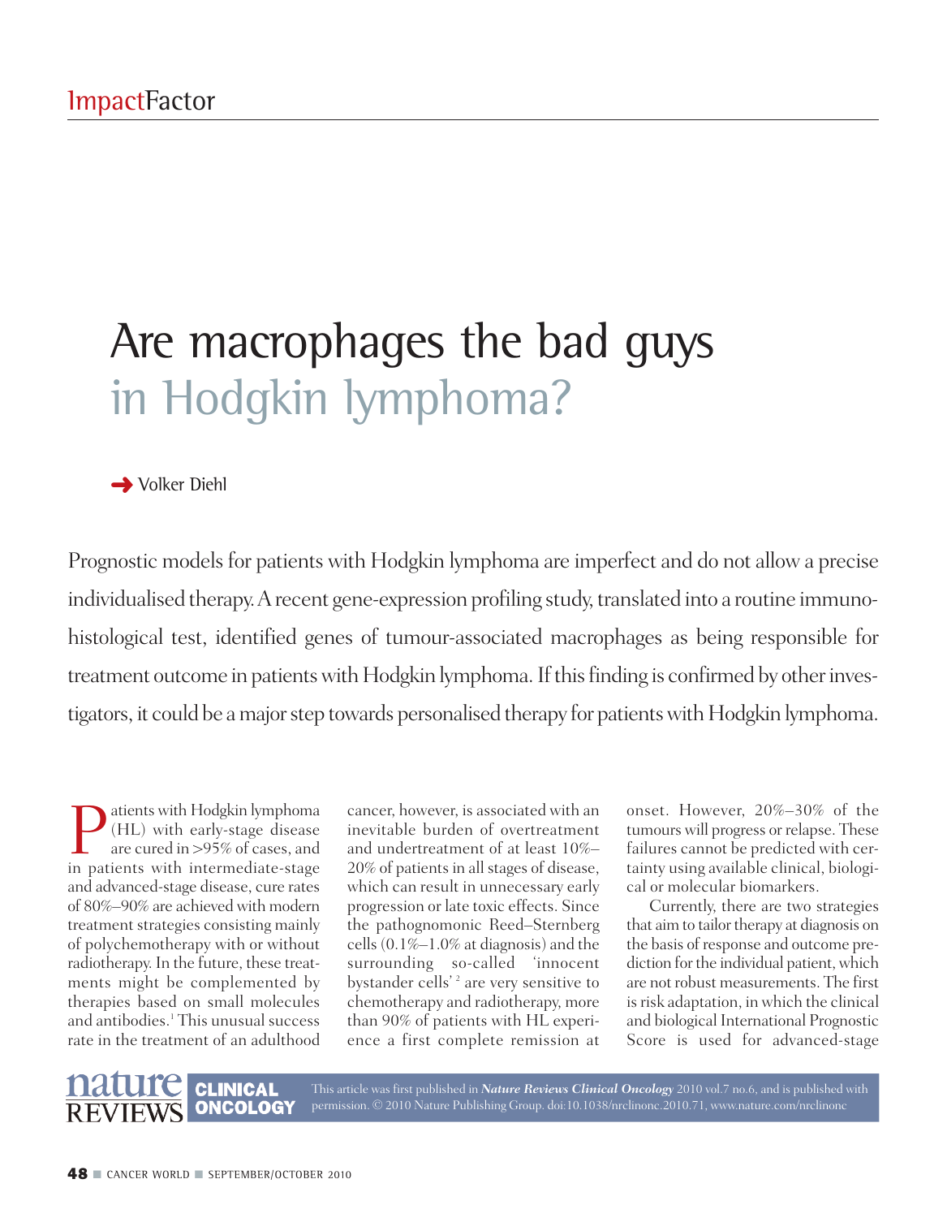ImpactFactor

# Are macrophages the bad guys in Hodgkin lymphoma?

→ Volker Diehl

Prognostic models for patients with Hodgkin lymphoma are imperfect and do not allow a precise individualised therapy. A recent gene-expression profiling study, translated into a routine immunohistological test, identified genes of tumour-associated macrophages as being responsible for treatment outcome in patients with Hodgkin lymphoma. If this finding is confirmed by other investigators, it could be a major step towards personalised therapy for patients with Hodgkin lymphoma.

Patients with Hodgkin lymphoma (HL) with early-stage disease are cured in >95% of cases, and in patients with intermediate-stage and advanced-stage disease, cure rates of 80%–90% are achieved with modern treatment strategies consisting mainly of polychemotherapy with or without radiotherapy. In the future, these treatments might be complemented by therapies based on small molecules and antibodies.[1] This unusual success rate in the treatment of an adulthood cancer, however, is associated with an inevitable burden of overtreatment and undertreatment of at least 10%–20% of patients in all stages of disease, which can result in unnecessary early progression or late toxic effects. Since the pathognomonic Reed–Sternberg cells (0.1%–1.0% at diagnosis) and the surrounding so-called 'innocent bystander cells'[2] are very sensitive to chemotherapy and radiotherapy, more than 90% of patients with HL experience a first complete remission at onset. However, 20%–30% of the tumours will progress or relapse. These failures cannot be predicted with certainty using available clinical, biological or molecular biomarkers.

Currently, there are two strategies that aim to tailor therapy at diagnosis on the basis of response and outcome prediction for the individual patient, which are not robust measurements. The first is risk adaptation, in which the clinical and biological International Prognostic Score is used for advanced-stage

This article was first published in ***Nature Reviews Clinical Oncology*** 2010 vol.7 no.6, and is published with permission. © 2010 Nature Publishing Group. doi:10.1038/nrclinonc.2010.71, www.nature.com/nrclinonc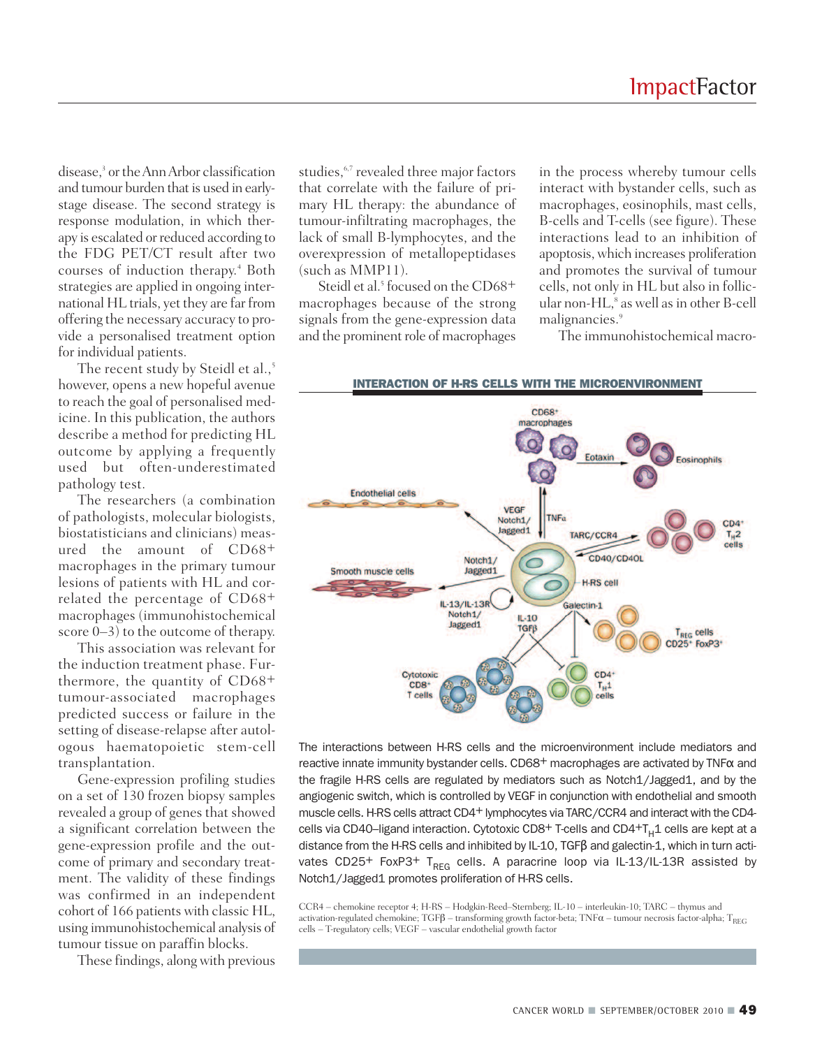disease,[3] or the Ann Arbor classification and tumour burden that is used in early-stage disease. The second strategy is response modulation, in which therapy is escalated or reduced according to the FDG PET/CT result after two courses of induction therapy.[4] Both strategies are applied in ongoing international HL trials, yet they are far from offering the necessary accuracy to provide a personalised treatment option for individual patients.

The recent study by Steidl et al.,[5] however, opens a new hopeful avenue to reach the goal of personalised medicine. In this publication, the authors describe a method for predicting HL outcome by applying a frequently used but often-underestimated pathology test.

The researchers (a combination of pathologists, molecular biologists, biostatisticians and clinicians) measured the amount of CD68+ macrophages in the primary tumour lesions of patients with HL and correlated the percentage of CD68+ macrophages (immunohistochemical score 0–3) to the outcome of therapy.

This association was relevant for the induction treatment phase. Furthermore, the quantity of CD68+ tumour-associated macrophages predicted success or failure in the setting of disease-relapse after autologous haematopoietic stem-cell transplantation.

Gene-expression profiling studies on a set of 130 frozen biopsy samples revealed a group of genes that showed a significant correlation between the gene-expression profile and the outcome of primary and secondary treatment. The validity of these findings was confirmed in an independent cohort of 166 patients with classic HL, using immunohistochemical analysis of tumour tissue on paraffin blocks.

These findings, along with previous studies,[6,7] revealed three major factors that correlate with the failure of primary HL therapy: the abundance of tumour-infiltrating macrophages, the lack of small B-lymphocytes, and the overexpression of metallopeptidases (such as MMP11).

Steidl et al.[5] focused on the CD68+ macrophages because of the strong signals from the gene-expression data and the prominent role of macrophages in the process whereby tumour cells interact with bystander cells, such as macrophages, eosinophils, mast cells, B-cells and T-cells (see figure). These interactions lead to an inhibition of apoptosis, which increases proliferation and promotes the survival of tumour cells, not only in HL but also in follicular non-HL,[8] as well as in other B-cell malignancies.[9]

The immunohistochemical macro-

**INTERACTION OF H-RS CELLS WITH THE MICROENVIRONMENT**

The interactions between H-RS cells and the microenvironment include mediators and reactive innate immunity bystander cells. CD68+ macrophages are activated by TNFα and the fragile H-RS cells are regulated by mediators such as Notch1/Jagged1, and by the angiogenic switch, which is controlled by VEGF in conjunction with endothelial and smooth muscle cells. H-RS cells attract CD4+ lymphocytes via TARC/CCR4 and interact with the CD4-cells via CD40–ligand interaction. Cytotoxic CD8+ T-cells and CD4+$T_H$1 cells are kept at a distance from the H-RS cells and inhibited by IL-10, TGFβ and galectin-1, which in turn activates CD25+ FoxP3+ $T_{REG}$ cells. A paracrine loop via IL-13/IL-13R assisted by Notch1/Jagged1 promotes proliferation of H-RS cells.

CCR4 – chemokine receptor 4; H-RS – Hodgkin-Reed–Sternberg; IL-10 – interleukin-10; TARC – thymus and activation-regulated chemokine; TGFβ – transforming growth factor-beta; TNFα – tumour necrosis factor-alpha; $T_{REG}$ cells – T-regulatory cells; VEGF – vascular endothelial growth factor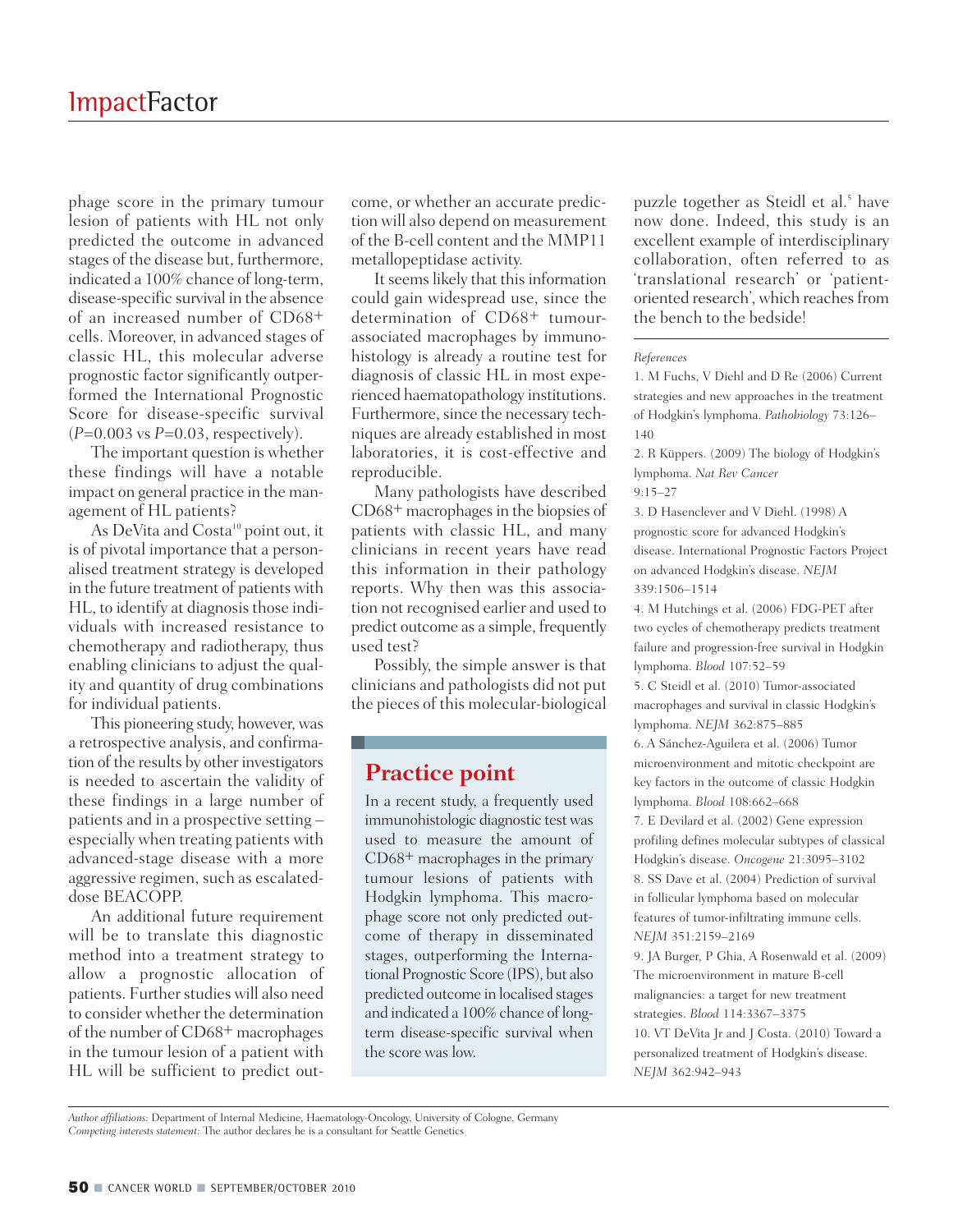phage score in the primary tumour lesion of patients with HL not only predicted the outcome in advanced stages of the disease but, furthermore, indicated a 100% chance of long-term, disease-specific survival in the absence of an increased number of CD68+ cells. Moreover, in advanced stages of classic HL, this molecular adverse prognostic factor significantly outperformed the International Prognostic Score for disease-specific survival ($P$=0.003 vs $P$=0.03, respectively).

The important question is whether these findings will have a notable impact on general practice in the management of HL patients?

As DeVita and Costa[10] point out, it is of pivotal importance that a personalised treatment strategy is developed in the future treatment of patients with HL, to identify at diagnosis those individuals with increased resistance to chemotherapy and radiotherapy, thus enabling clinicians to adjust the quality and quantity of drug combinations for individual patients.

This pioneering study, however, was a retrospective analysis, and confirmation of the results by other investigators is needed to ascertain the validity of these findings in a large number of patients and in a prospective setting – especially when treating patients with advanced-stage disease with a more aggressive regimen, such as escalated-dose BEACOPP.

An additional future requirement will be to translate this diagnostic method into a treatment strategy to allow a prognostic allocation of patients. Further studies will also need to consider whether the determination of the number of CD68+ macrophages in the tumour lesion of a patient with HL will be sufficient to predict outcome, or whether an accurate prediction will also depend on measurement of the B-cell content and the MMP11 metallopeptidase activity.

It seems likely that this information could gain widespread use, since the determination of CD68+ tumour-associated macrophages by immunohistology is already a routine test for diagnosis of classic HL in most experienced haematopathology institutions. Furthermore, since the necessary techniques are already established in most laboratories, it is cost-effective and reproducible.

Many pathologists have described CD68+ macrophages in the biopsies of patients with classic HL, and many clinicians in recent years have read this information in their pathology reports. Why then was this association not recognised earlier and used to predict outcome as a simple, frequently used test?

Possibly, the simple answer is that clinicians and pathologists did not put the pieces of this molecular-biological puzzle together as Steidl et al.[5] have now done. Indeed, this study is an excellent example of interdisciplinary collaboration, often referred to as 'translational research' or 'patient-oriented research', which reaches from the bench to the bedside!

## Practice point

In a recent study, a frequently used immunohistologic diagnostic test was used to measure the amount of CD68+ macrophages in the primary tumour lesions of patients with Hodgkin lymphoma. This macrophage score not only predicted outcome of therapy in disseminated stages, outperforming the International Prognostic Score (IPS), but also predicted outcome in localised stages and indicated a 100% chance of long-term disease-specific survival when the score was low.

*References*

1. M Fuchs, V Diehl and D Re (2006) Current strategies and new approaches in the treatment of Hodgkin's lymphoma. *Pathobiology* 73:126–140
2. R Küppers. (2009) The biology of Hodgkin's lymphoma. *Nat Rev Cancer* 9:15–27
3. D Hasenclever and V Diehl. (1998) A prognostic score for advanced Hodgkin's disease. International Prognostic Factors Project on advanced Hodgkin's disease. *NEJM* 339:1506–1514
4. M Hutchings et al. (2006) FDG-PET after two cycles of chemotherapy predicts treatment failure and progression-free survival in Hodgkin lymphoma. *Blood* 107:52–59
5. C Steidl et al. (2010) Tumor-associated macrophages and survival in classic Hodgkin's lymphoma. *NEJM* 362:875–885
6. A Sánchez-Aguilera et al. (2006) Tumor microenvironment and mitotic checkpoint are key factors in the outcome of classic Hodgkin lymphoma. *Blood* 108:662–668
7. E Devilard et al. (2002) Gene expression profiling defines molecular subtypes of classical Hodgkin's disease. *Oncogene* 21:3095–3102
8. SS Dave et al. (2004) Prediction of survival in follicular lymphoma based on molecular features of tumor-infiltrating immune cells. *NEJM* 351:2159–2169
9. JA Burger, P Ghia, A Rosenwald et al. (2009) The microenvironment in mature B-cell malignancies: a target for new treatment strategies. *Blood* 114:3367–3375
10. VT DeVita Jr and J Costa. (2010) Toward a personalized treatment of Hodgkin's disease. *NEJM* 362:942–943

*Author affiliations:* Department of Internal Medicine, Haematology-Oncology, University of Cologne, Germany
*Competing interests statement:* The author declares he is a consultant for Seattle Genetics